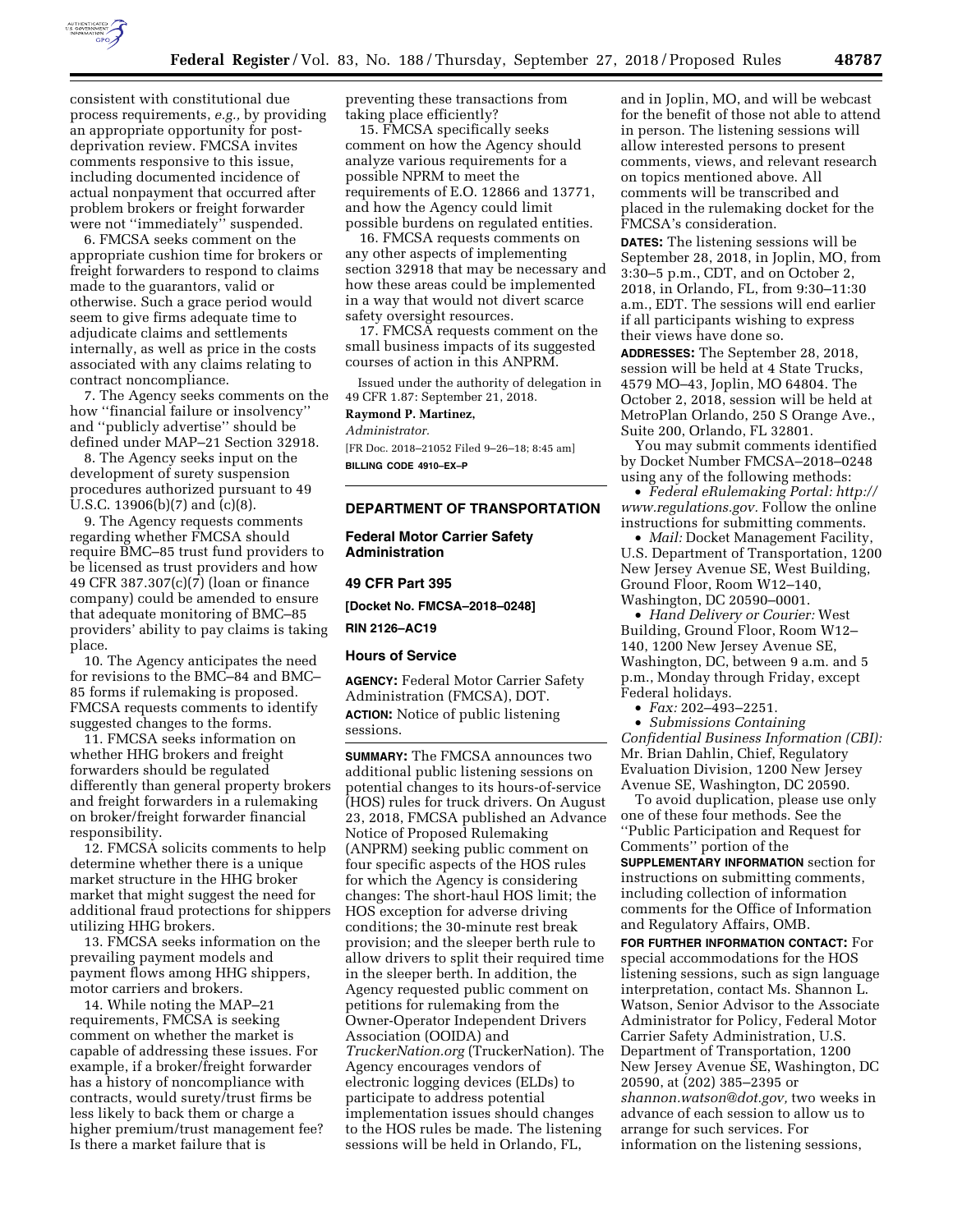consistent with constitutional due process requirements, *e.g.,* by providing an appropriate opportunity for post-deprivation review. FMCSA invites comments responsive to this issue, including documented incidence of actual nonpayment that occurred after problem brokers or freight forwarder were not ''immediately'' suspended.

6. FMCSA seeks comment on the appropriate cushion time for brokers or freight forwarders to respond to claims made to the guarantors, valid or otherwise. Such a grace period would seem to give firms adequate time to adjudicate claims and settlements internally, as well as price in the costs associated with any claims relating to contract noncompliance.

7. The Agency seeks comments on the how ''financial failure or insolvency'' and ''publicly advertise'' should be defined under MAP–21 Section 32918.

8. The Agency seeks input on the development of surety suspension procedures authorized pursuant to 49 U.S.C. 13906(b)(7) and (c)(8).

9. The Agency requests comments regarding whether FMCSA should require BMC–85 trust fund providers to be licensed as trust providers and how 49 CFR 387.307(c)(7) (loan or finance company) could be amended to ensure that adequate monitoring of BMC–85 providers' ability to pay claims is taking place.

10. The Agency anticipates the need for revisions to the BMC–84 and BMC–85 forms if rulemaking is proposed. FMCSA requests comments to identify suggested changes to the forms.

11. FMCSA seeks information on whether HHG brokers and freight forwarders should be regulated differently than general property brokers and freight forwarders in a rulemaking on broker/freight forwarder financial responsibility.

12. FMCSA solicits comments to help determine whether there is a unique market structure in the HHG broker market that might suggest the need for additional fraud protections for shippers utilizing HHG brokers.

13. FMCSA seeks information on the prevailing payment models and payment flows among HHG shippers, motor carriers and brokers.

14. While noting the MAP–21 requirements, FMCSA is seeking comment on whether the market is capable of addressing these issues. For example, if a broker/freight forwarder has a history of noncompliance with contracts, would surety/trust firms be less likely to back them or charge a higher premium/trust management fee? Is there a market failure that is preventing these transactions from taking place efficiently?

15. FMCSA specifically seeks comment on how the Agency should analyze various requirements for a possible NPRM to meet the requirements of E.O. 12866 and 13771, and how the Agency could limit possible burdens on regulated entities.

16. FMCSA requests comments on any other aspects of implementing section 32918 that may be necessary and how these areas could be implemented in a way that would not divert scarce safety oversight resources.

17. FMCSA requests comment on the small business impacts of its suggested courses of action in this ANPRM.

Issued under the authority of delegation in 49 CFR 1.87: September 21, 2018.

**Raymond P. Martinez,**

*Administrator.*

[FR Doc. 2018–21052 Filed 9–26–18; 8:45 am]

**BILLING CODE 4910–EX–P**

---

## DEPARTMENT OF TRANSPORTATION

### Federal Motor Carrier Safety Administration

### 49 CFR Part 395

**[Docket No. FMCSA–2018–0248]**

**RIN 2126–AC19**

### Hours of Service

**AGENCY:** Federal Motor Carrier Safety Administration (FMCSA), DOT.

**ACTION:** Notice of public listening sessions.

**SUMMARY:** The FMCSA announces two additional public listening sessions on potential changes to its hours-of-service (HOS) rules for truck drivers. On August 23, 2018, FMCSA published an Advance Notice of Proposed Rulemaking (ANPRM) seeking public comment on four specific aspects of the HOS rules for which the Agency is considering changes: The short-haul HOS limit; the HOS exception for adverse driving conditions; the 30-minute rest break provision; and the sleeper berth rule to allow drivers to split their required time in the sleeper berth. In addition, the Agency requested public comment on petitions for rulemaking from the Owner-Operator Independent Drivers Association (OOIDA) and *TruckerNation.org* (TruckerNation). The Agency encourages vendors of electronic logging devices (ELDs) to participate to address potential implementation issues should changes to the HOS rules be made. The listening sessions will be held in Orlando, FL, and in Joplin, MO, and will be webcast for the benefit of those not able to attend in person. The listening sessions will allow interested persons to present comments, views, and relevant research on topics mentioned above. All comments will be transcribed and placed in the rulemaking docket for the FMCSA's consideration.

**DATES:** The listening sessions will be September 28, 2018, in Joplin, MO, from 3:30–5 p.m., CDT, and on October 2, 2018, in Orlando, FL, from 9:30–11:30 a.m., EDT. The sessions will end earlier if all participants wishing to express their views have done so.

**ADDRESSES:** The September 28, 2018, session will be held at 4 State Trucks, 4579 MO–43, Joplin, MO 64804. The October 2, 2018, session will be held at MetroPlan Orlando, 250 S Orange Ave., Suite 200, Orlando, FL 32801.

You may submit comments identified by Docket Number FMCSA–2018–0248 using any of the following methods:

- *Federal eRulemaking Portal: http://www.regulations.gov.* Follow the online instructions for submitting comments.
- *Mail:* Docket Management Facility, U.S. Department of Transportation, 1200 New Jersey Avenue SE, West Building, Ground Floor, Room W12–140, Washington, DC 20590–0001.
- *Hand Delivery or Courier:* West Building, Ground Floor, Room W12–140, 1200 New Jersey Avenue SE, Washington, DC, between 9 a.m. and 5 p.m., Monday through Friday, except Federal holidays.
- *Fax:* 202–493–2251.
- *Submissions Containing Confidential Business Information (CBI):* Mr. Brian Dahlin, Chief, Regulatory Evaluation Division, 1200 New Jersey Avenue SE, Washington, DC 20590.

To avoid duplication, please use only one of these four methods. See the ''Public Participation and Request for Comments'' portion of the **SUPPLEMENTARY INFORMATION** section for instructions on submitting comments, including collection of information comments for the Office of Information and Regulatory Affairs, OMB.

**FOR FURTHER INFORMATION CONTACT:** For special accommodations for the HOS listening sessions, such as sign language interpretation, contact Ms. Shannon L. Watson, Senior Advisor to the Associate Administrator for Policy, Federal Motor Carrier Safety Administration, U.S. Department of Transportation, 1200 New Jersey Avenue SE, Washington, DC 20590, at (202) 385–2395 or *shannon.watson@dot.gov,* two weeks in advance of each session to allow us to arrange for such services. For information on the listening sessions,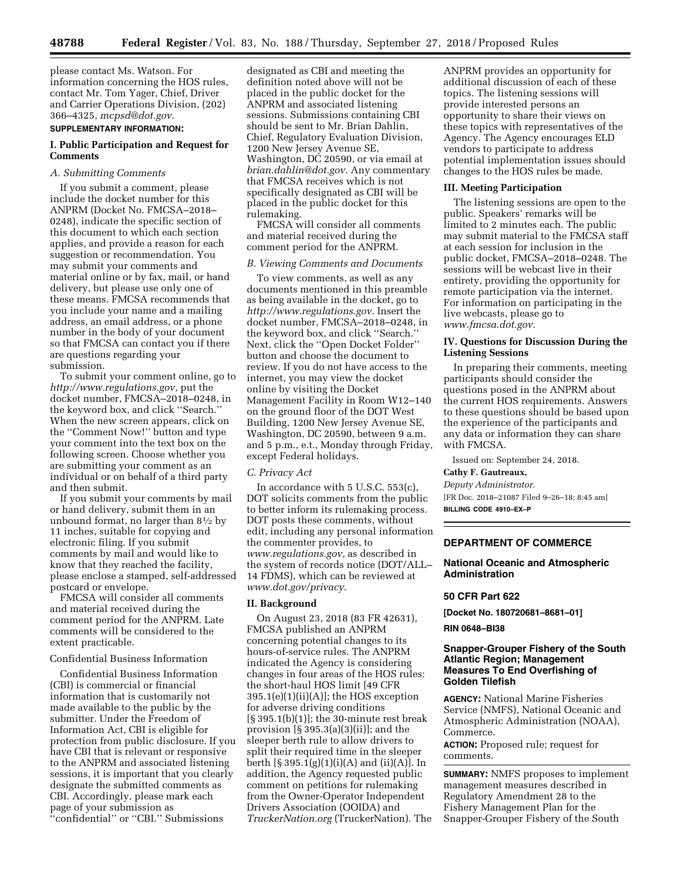please contact Ms. Watson. For information concerning the HOS rules, contact Mr. Tom Yager, Chief, Driver and Carrier Operations Division, (202) 366–4325, *mcpsd@dot.gov*.

**SUPPLEMENTARY INFORMATION:**

## I. Public Participation and Request for Comments

### *A. Submitting Comments*

If you submit a comment, please include the docket number for this ANPRM (Docket No. FMCSA–2018–0248), indicate the specific section of this document to which each section applies, and provide a reason for each suggestion or recommendation. You may submit your comments and material online or by fax, mail, or hand delivery, but please use only one of these means. FMCSA recommends that you include your name and a mailing address, an email address, or a phone number in the body of your document so that FMCSA can contact you if there are questions regarding your submission.

To submit your comment online, go to *http://www.regulations.gov,* put the docket number, FMCSA–2018–0248, in the keyword box, and click ''Search.'' When the new screen appears, click on the ''Comment Now!'' button and type your comment into the text box on the following screen. Choose whether you are submitting your comment as an individual or on behalf of a third party and then submit.

If you submit your comments by mail or hand delivery, submit them in an unbound format, no larger than 8½ by 11 inches, suitable for copying and electronic filing. If you submit comments by mail and would like to know that they reached the facility, please enclose a stamped, self-addressed postcard or envelope.

FMCSA will consider all comments and material received during the comment period for the ANPRM. Late comments will be considered to the extent practicable.

#### Confidential Business Information

Confidential Business Information (CBI) is commercial or financial information that is customarily not made available to the public by the submitter. Under the Freedom of Information Act, CBI is eligible for protection from public disclosure. If you have CBI that is relevant or responsive to the ANPRM and associated listening sessions, it is important that you clearly designate the submitted comments as CBI. Accordingly, please mark each page of your submission as ''confidential'' or ''CBI.'' Submissions designated as CBI and meeting the definition noted above will not be placed in the public docket for the ANPRM and associated listening sessions. Submissions containing CBI should be sent to Mr. Brian Dahlin, Chief, Regulatory Evaluation Division, 1200 New Jersey Avenue SE, Washington, DC 20590, or via email at *brian.dahlin@dot.gov*. Any commentary that FMCSA receives which is not specifically designated as CBI will be placed in the public docket for this rulemaking.

FMCSA will consider all comments and material received during the comment period for the ANPRM.

### *B. Viewing Comments and Documents*

To view comments, as well as any documents mentioned in this preamble as being available in the docket, go to *http://www.regulations.gov*. Insert the docket number, FMCSA–2018–0248, in the keyword box, and click ''Search.'' Next, click the ''Open Docket Folder'' button and choose the document to review. If you do not have access to the internet, you may view the docket online by visiting the Docket Management Facility in Room W12–140 on the ground floor of the DOT West Building, 1200 New Jersey Avenue SE, Washington, DC 20590, between 9 a.m. and 5 p.m., e.t., Monday through Friday, except Federal holidays.

### *C. Privacy Act*

In accordance with 5 U.S.C. 553(c), DOT solicits comments from the public to better inform its rulemaking process. DOT posts these comments, without edit, including any personal information the commenter provides, to *www.regulations.gov,* as described in the system of records notice (DOT/ALL–14 FDMS), which can be reviewed at *www.dot.gov/privacy*.

## II. Background

On August 23, 2018 (83 FR 42631), FMCSA published an ANPRM concerning potential changes to its hours-of-service rules. The ANPRM indicated the Agency is considering changes in four areas of the HOS rules: the short-haul HOS limit [49 CFR 395.1(e)(1)(ii)(A)]; the HOS exception for adverse driving conditions [§ 395.1(b)(1)]; the 30-minute rest break provision [§ 395.3(a)(3)(ii)]; and the sleeper berth rule to allow drivers to split their required time in the sleeper berth [§ 395.1(g)(1)(i)(A) and (ii)(A)]. In addition, the Agency requested public comment on petitions for rulemaking from the Owner-Operator Independent Drivers Association (OOIDA) and *TruckerNation.org* (TruckerNation). The ANPRM provides an opportunity for additional discussion of each of these topics. The listening sessions will provide interested persons an opportunity to share their views on these topics with representatives of the Agency. The Agency encourages ELD vendors to participate to address potential implementation issues should changes to the HOS rules be made.

## III. Meeting Participation

The listening sessions are open to the public. Speakers' remarks will be limited to 2 minutes each. The public may submit material to the FMCSA staff at each session for inclusion in the public docket, FMCSA–2018–0248. The sessions will be webcast live in their entirety, providing the opportunity for remote participation via the internet. For information on participating in the live webcasts, please go to *www.fmcsa.dot.gov*.

## IV. Questions for Discussion During the Listening Sessions

In preparing their comments, meeting participants should consider the questions posed in the ANPRM about the current HOS requirements. Answers to these questions should be based upon the experience of the participants and any data or information they can share with FMCSA.

Issued on: September 24, 2018.

**Cathy F. Gautreaux,**

*Deputy Administrator.*

[FR Doc. 2018–21087 Filed 9–26–18; 8:45 am]

**BILLING CODE 4910–EX–P**

---

# DEPARTMENT OF COMMERCE

## National Oceanic and Atmospheric Administration

### 50 CFR Part 622

**[Docket No. 180720681–8681–01]**

**RIN 0648–BI38**

### Snapper-Grouper Fishery of the South Atlantic Region; Management Measures To End Overfishing of Golden Tilefish

**AGENCY:** National Marine Fisheries Service (NMFS), National Oceanic and Atmospheric Administration (NOAA), Commerce.

**ACTION:** Proposed rule; request for comments.

**SUMMARY:** NMFS proposes to implement management measures described in Regulatory Amendment 28 to the Fishery Management Plan for the Snapper-Grouper Fishery of the South